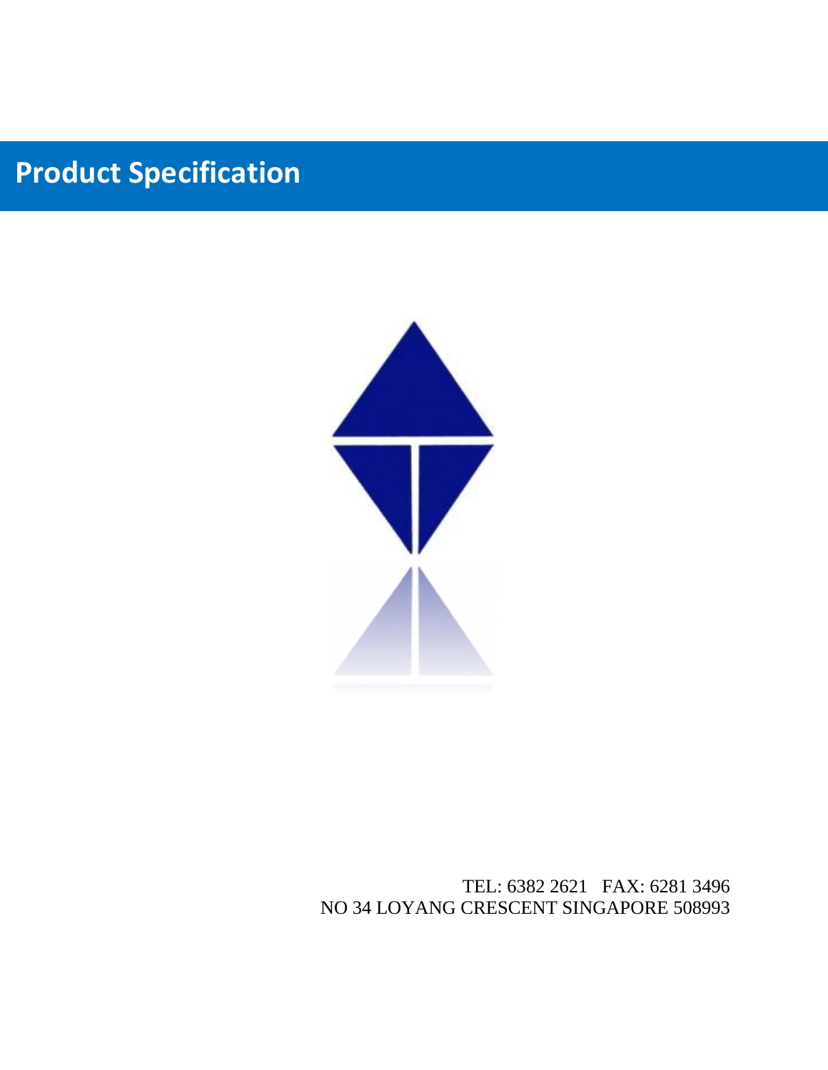# Product Specification

TEL: 6382 2621 FAX: 6281 3496
NO 34 LOYANG CRESCENT SINGAPORE 508993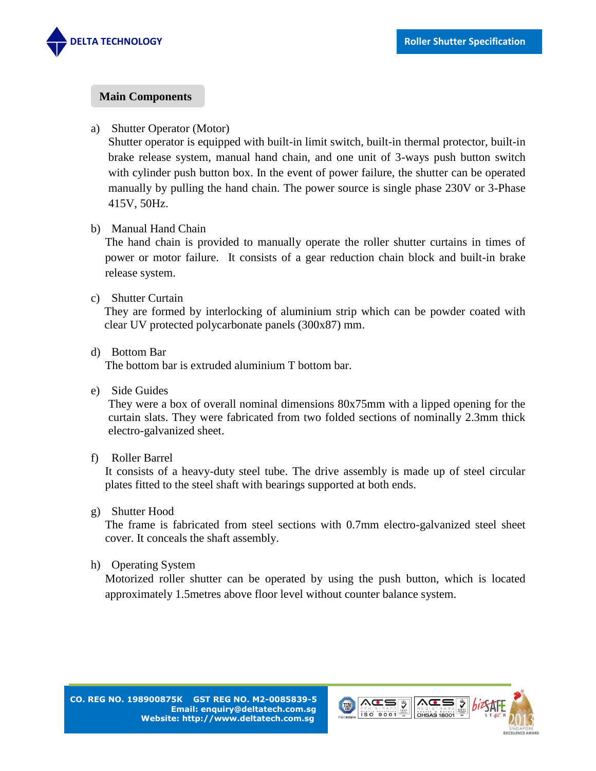## Main Components

a) Shutter Operator (Motor)
Shutter operator is equipped with built-in limit switch, built-in thermal protector, built-in brake release system, manual hand chain, and one unit of 3-ways push button switch with cylinder push button box. In the event of power failure, the shutter can be operated manually by pulling the hand chain. The power source is single phase 230V or 3-Phase 415V, 50Hz.

b) Manual Hand Chain
The hand chain is provided to manually operate the roller shutter curtains in times of power or motor failure. It consists of a gear reduction chain block and built-in brake release system.

c) Shutter Curtain
They are formed by interlocking of aluminium strip which can be powder coated with clear UV protected polycarbonate panels (300x87) mm.

d) Bottom Bar
The bottom bar is extruded aluminium T bottom bar.

e) Side Guides
They were a box of overall nominal dimensions 80x75mm with a lipped opening for the curtain slats. They were fabricated from two folded sections of nominally 2.3mm thick electro-galvanized sheet.

f) Roller Barrel
It consists of a heavy-duty steel tube. The drive assembly is made up of steel circular plates fitted to the steel shaft with bearings supported at both ends.

g) Shutter Hood
The frame is fabricated from steel sections with 0.7mm electro-galvanized steel sheet cover. It conceals the shaft assembly.

h) Operating System
Motorized roller shutter can be operated by using the push button, which is located approximately 1.5metres above floor level without counter balance system.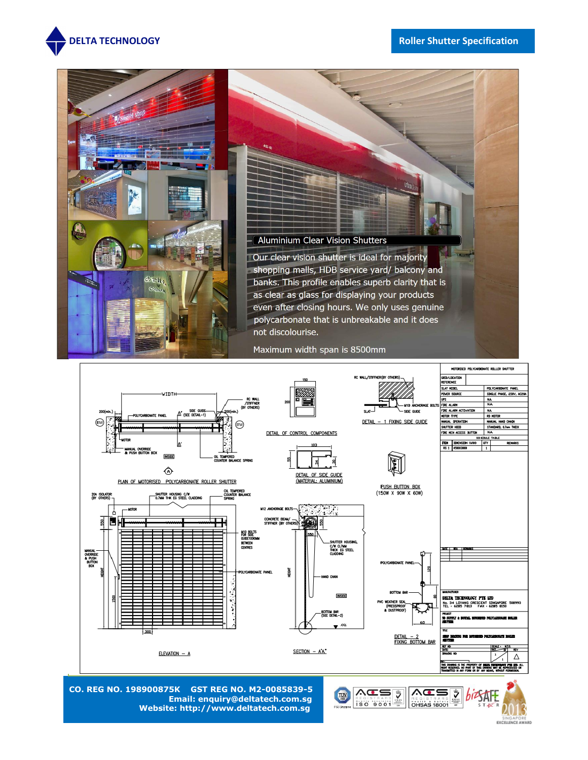DELTA TECHNOLOGY

# Roller Shutter Specification

## Aluminium Clear Vision Shutters

Our clear vision shutter is ideal for majority shopping malls, HDB service yard/ balcony and banks. This profile enables superb clarity that is as clear as glass for displaying your products even after closing hours. We only uses genuine polycarbonate that is unbreakable and it does not discolourise.

Maximum width span is 8500mm

MOTORISED POLYCARBONATE ROLLER SHUTTER

| | |
|---|---|
| GRID/LOCATION REFERENCE | |
| SLAT MODEL | POLYCARBONATE PANEL |
| POWER SOURCE | SINGLE PHASE, 230V, AC20A |
| UPS | NA |
| FIRE ALARM | NA |
| FIRE ALARM ACTIVATION | NA |
| MOTOR TYPE | RS MOTOR |
| MANUAL OPERATION | MANUAL HAND CHAIN |
| SHUTTER HOOD | STANDARD, 0.7mm THICK |
| FIRE MEN ACCESS BUTTON | NA |

SCHEDULE TABLE

| ITEM | DIMENSION (WxH) | QTY | REMARKS |
|---|---|---|---|
| RS 1 | 4500X3000 | 1 | |

PLAN OF MOTORISED POLYCARBONATE ROLLER SHUTTER

WIDTH; 200(min.); 200(min.); POLYCARBONATE PANEL; SIDE GUIDE (SEE DETAIL-1); RC WALL /STIFFNER (BY OTHERS); MOTOR; MANUAL OVERRIDE & PUSH BUTTON BOX; INSIDE; OIL TEMPERED COUNTER BALANCE SPRING

DETAIL OF CONTROL COMPONENTS

150; 200

DETAIL – 1 FIXING SIDE GUIDE

RC WALL/STIFFNER(BY OTHERS); SLAT; SIDE GUIDE; M10 ANCHORAGE BOLTS

DETAIL OF SIDE GUIDE (MATERIAL: ALUMINIUM)

103; 55; 34; 38

PUSH BUTTON BOX (150W X 90W X 60W)

ELEVATION – A

20A ISOLATOR (BY OTHERS); SHUTTER HOUSING C/W 0.7MM THK EG STEEL CLADDING; OIL TEMPERED COUNTER BALANCE SPRING; MOTOR; MANUAL OVERRIDE & PUSH BUTTON BOX; HEIGHT; 550; 150; 300; M10 BOLTS FOR SIDE GUIDE1000MM BETWEEN CENTRES; POLYCARBONATE PANEL

SECTION – A'A'

M12 ANCHORAGE BOLTS; CONCRETE BEAM/ STIFFNER (BY OTHERS); 550; SHUTTER HOUSING, C/W 0.7MM THICK EG STEEL CLADDING; HEIGHT; HAND CHAIN; INSIDE; BOTTOM BAR (SEE DETAIL-2)

DETAIL – 2 FIXING BOTTOM BAR

POLYCARBONATE PANEL; 120; BOTTOM BAR; PVC WEATHER SEAL (PRESSPROOF & DUSTPROOF); 80; 60

MANUFACTURER: DELTA TECHNOLOGY PTE LTD, No. 34 LOYANG CRESCENT SINGAPORE 508993 TEL : 6285 7813 FAX : 6285 8150

PROJECT: TO SUPPLY & INSTALL MOTORISED POLYCARBONATE ROLLER SHUTTER

TITLE: SHOP DRAWING FOR MOTORISED POLYCARBONATE ROLLER SHUTTER

THIS DRAWING IS THE PROPERTY OF DELTA TECHNOLOGY PTE LTD. ALL RIGHT RESERVED. NO PART OF THIS DRAWING MAY BE REPRODUCED OR TRANSMITTED IN ANY FORM OR BY ANY MEANS, WITHOUT PERMISSION.

CO. REG NO. 198900875K GST REG NO. M2-0085839-5
Email: enquiry@deltatech.com.sg
Website: http://www.deltatech.com.sg

ISO 9001 OHSAS 18001 bizSAFE STAR 2013 SINGAPORE EXCELLENCE AWARD